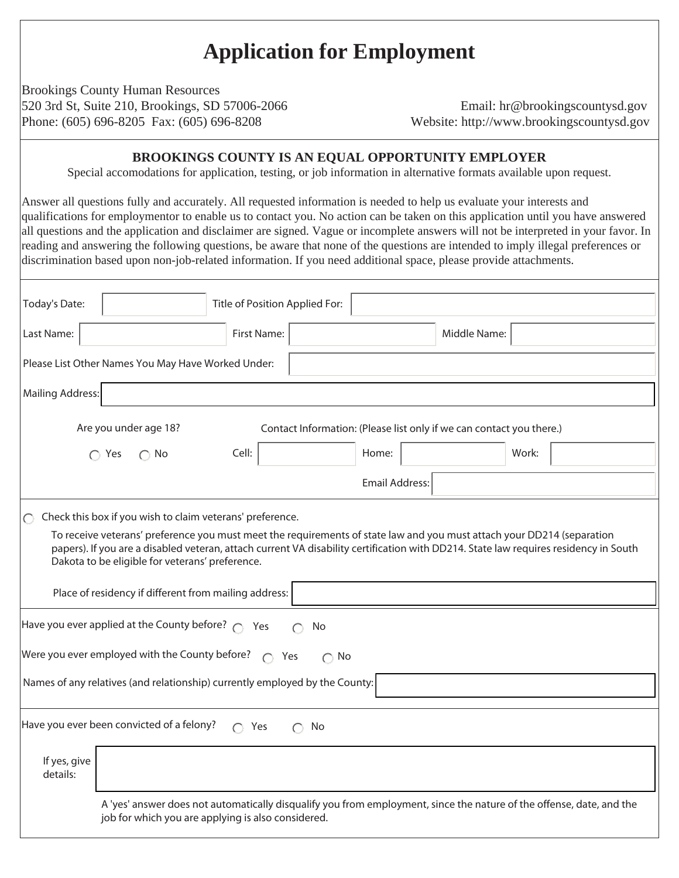# Application for Employment

Brookings County Human Resources
520 3rd St, Suite 210, Brookings, SD 57006-2066
Phone: (605) 696-8205 Fax: (605) 696-8208

Email: hr@brookingscountysd.gov
Website: http://www.brookingscountysd.gov

**BROOKINGS COUNTY IS AN EQUAL OPPORTUNITY EMPLOYER**

Special accomodations for application, testing, or job information in alternative formats available upon request.

Answer all questions fully and accurately. All requested information is needed to help us evaluate your interests and qualifications for employmentor to enable us to contact you. No action can be taken on this application until you have answered all questions and the application and disclaimer are signed. Vague or incomplete answers will not be interpreted in your favor. In reading and answering the following questions, be aware that none of the questions are intended to imply illegal preferences or discrimination based upon non-job-related information. If you need additional space, please provide attachments.

Today's Date: ____________ Title of Position Applied For: ____________

Last Name: ____________ First Name: ____________ Middle Name: ____________

Please List Other Names You May Have Worked Under: ____________

Mailing Address: ____________

Are you under age 18? ○ Yes ○ No

Contact Information: (Please list only if we can contact you there.)

Cell: ____________ Home: ____________ Work: ____________

Email Address: ____________

○ Check this box if you wish to claim veterans' preference.

To receive veterans' preference you must meet the requirements of state law and you must attach your DD214 (separation papers). If you are a disabled veteran, attach current VA disability certification with DD214. State law requires residency in South Dakota to be eligible for veterans' preference.

Place of residency if different from mailing address: ____________

Have you ever applied at the County before? ○ Yes ○ No

Were you ever employed with the County before? ○ Yes ○ No

Names of any relatives (and relationship) currently employed by the County: ____________

Have you ever been convicted of a felony? ○ Yes ○ No

If yes, give details: ____________

A 'yes' answer does not automatically disqualify you from employment, since the nature of the offense, date, and the job for which you are applying is also considered.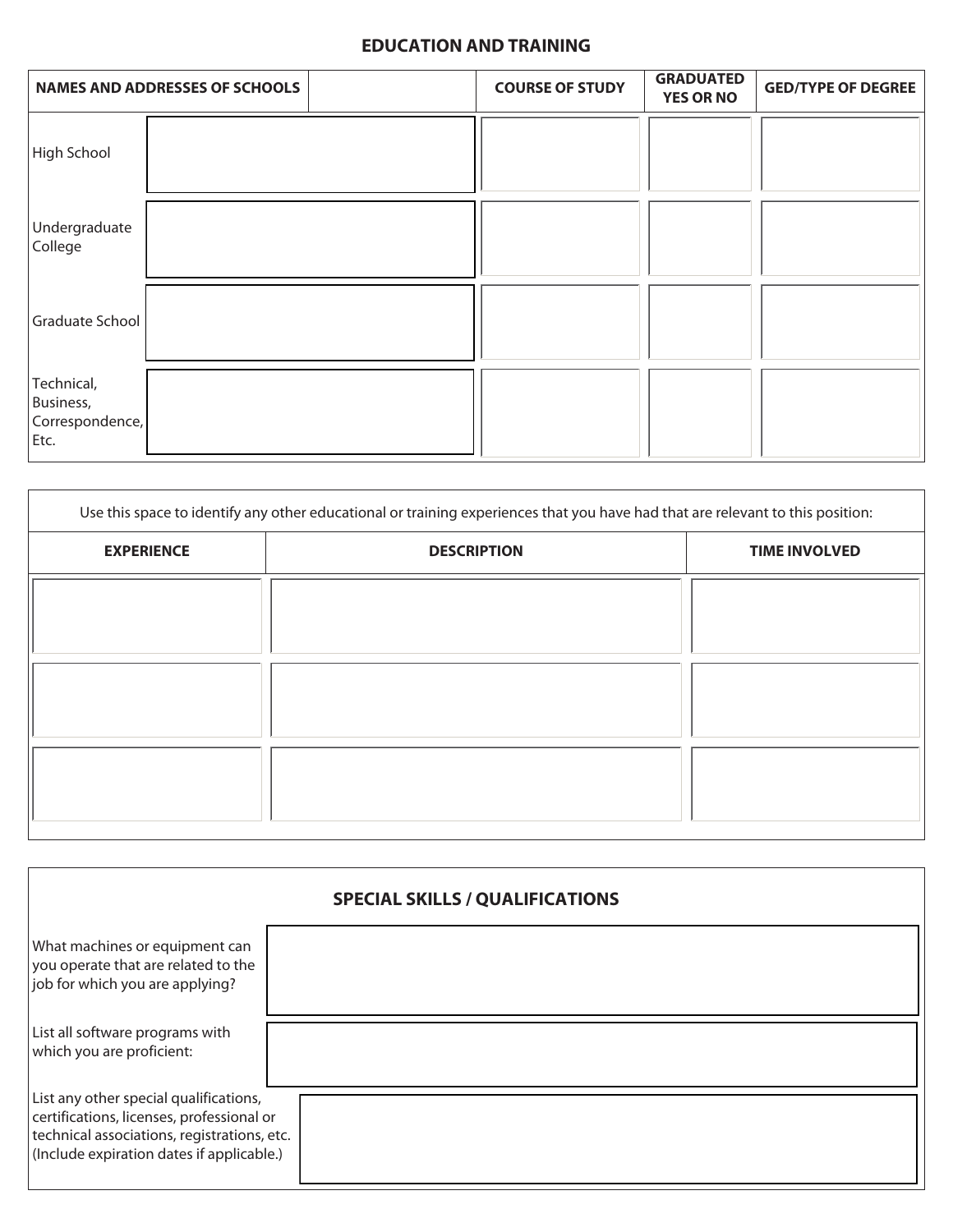## EDUCATION AND TRAINING

| NAMES AND ADDRESSES OF SCHOOLS | | COURSE OF STUDY | GRADUATED YES OR NO | GED/TYPE OF DEGREE |
|---|---|---|---|---|
| High School | | | | |
| Undergraduate College | | | | |
| Graduate School | | | | |
| Technical, Business, Correspondence, Etc. | | | | |

Use this space to identify any other educational or training experiences that you have had that are relevant to this position:

| EXPERIENCE | DESCRIPTION | TIME INVOLVED |
|---|---|---|
| | | |
| | | |
| | | |

## SPECIAL SKILLS / QUALIFICATIONS

| | |
|---|---|
| What machines or equipment can you operate that are related to the job for which you are applying? | |
| List all software programs with which you are proficient: | |
| List any other special qualifications, certifications, licenses, professional or technical associations, registrations, etc. (Include expiration dates if applicable.) | |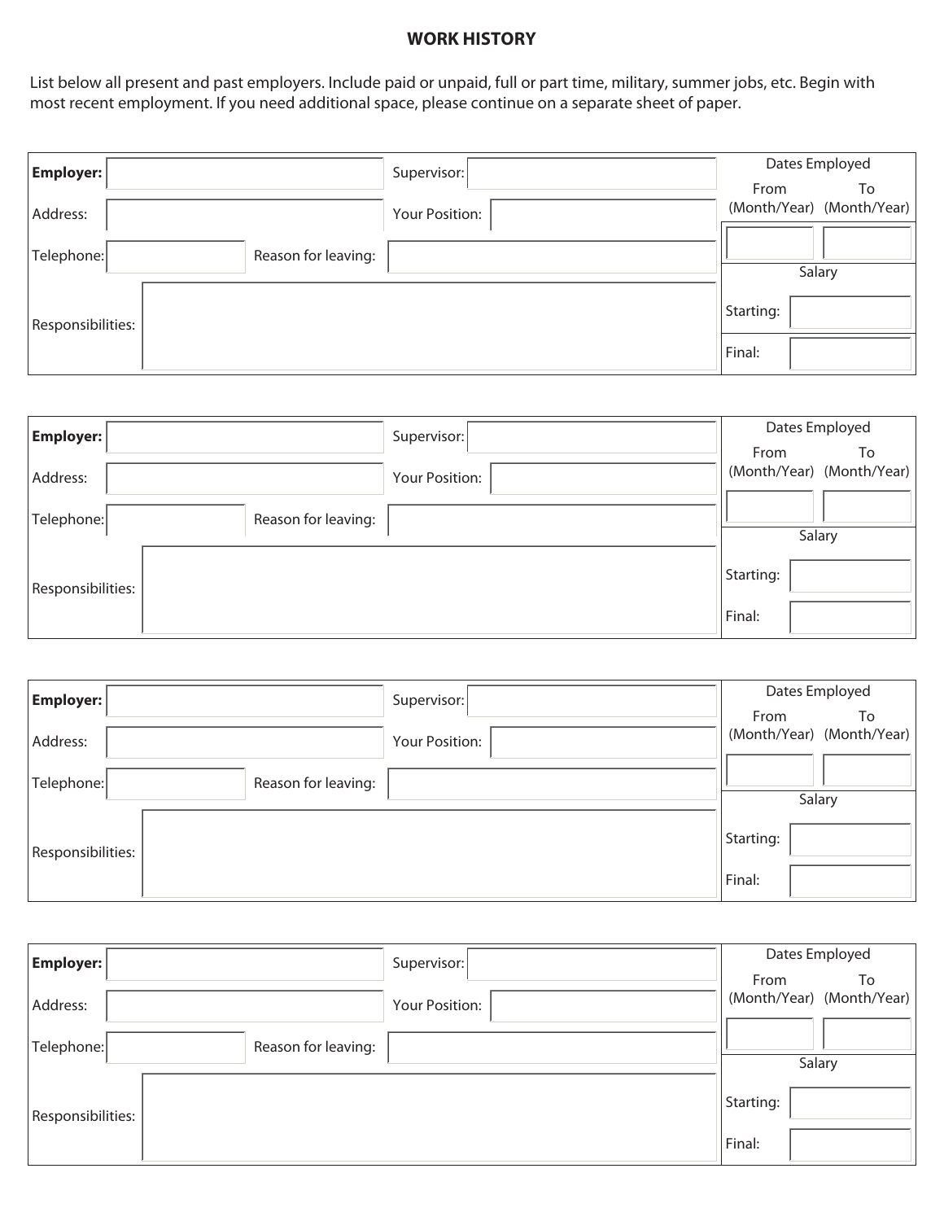## WORK HISTORY

List below all present and past employers. Include paid or unpaid, full or part time, military, summer jobs, etc. Begin with most recent employment. If you need additional space, please continue on a separate sheet of paper.

| | | | | Dates Employed | |
|---|---|---|---|---|---|
| **Employer:** | | Supervisor: | | From (Month/Year) | To (Month/Year) |
| Address: | | Your Position: | | | |
| Telephone: | | Reason for leaving: | | Salary | |
| Responsibilities: | | | | Starting: | |
| | | | | Final: | |

| | | | | Dates Employed | |
|---|---|---|---|---|---|
| **Employer:** | | Supervisor: | | From (Month/Year) | To (Month/Year) |
| Address: | | Your Position: | | | |
| Telephone: | | Reason for leaving: | | Salary | |
| Responsibilities: | | | | Starting: | |
| | | | | Final: | |

| | | | | Dates Employed | |
|---|---|---|---|---|---|
| **Employer:** | | Supervisor: | | From (Month/Year) | To (Month/Year) |
| Address: | | Your Position: | | | |
| Telephone: | | Reason for leaving: | | Salary | |
| Responsibilities: | | | | Starting: | |
| | | | | Final: | |

| | | | | Dates Employed | |
|---|---|---|---|---|---|
| **Employer:** | | Supervisor: | | From (Month/Year) | To (Month/Year) |
| Address: | | Your Position: | | | |
| Telephone: | | Reason for leaving: | | Salary | |
| Responsibilities: | | | | Starting: | |
| | | | | Final: | |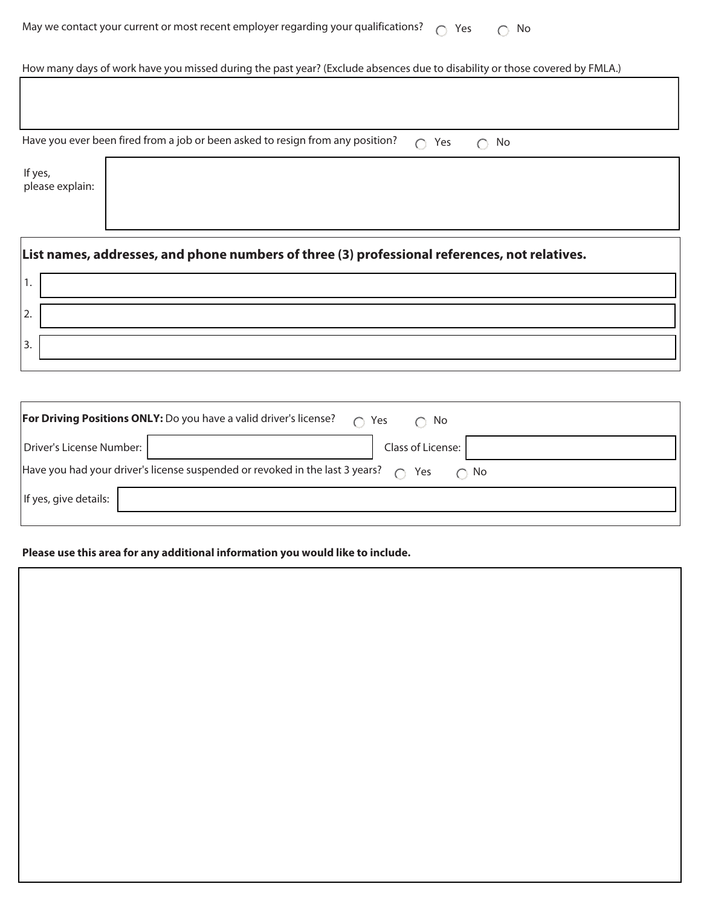May we contact your current or most recent employer regarding your qualifications? ○ Yes ○ No

How many days of work have you missed during the past year? (Exclude absences due to disability or those covered by FMLA.)

Have you ever been fired from a job or been asked to resign from any position? ○ Yes ○ No

If yes, please explain:

**List names, addresses, and phone numbers of three (3) professional references, not relatives.**

1.

2.

3.

**For Driving Positions ONLY:** Do you have a valid driver's license? ○ Yes ○ No

Driver's License Number: Class of License:

Have you had your driver's license suspended or revoked in the last 3 years? ○ Yes ○ No

If yes, give details:

**Please use this area for any additional information you would like to include.**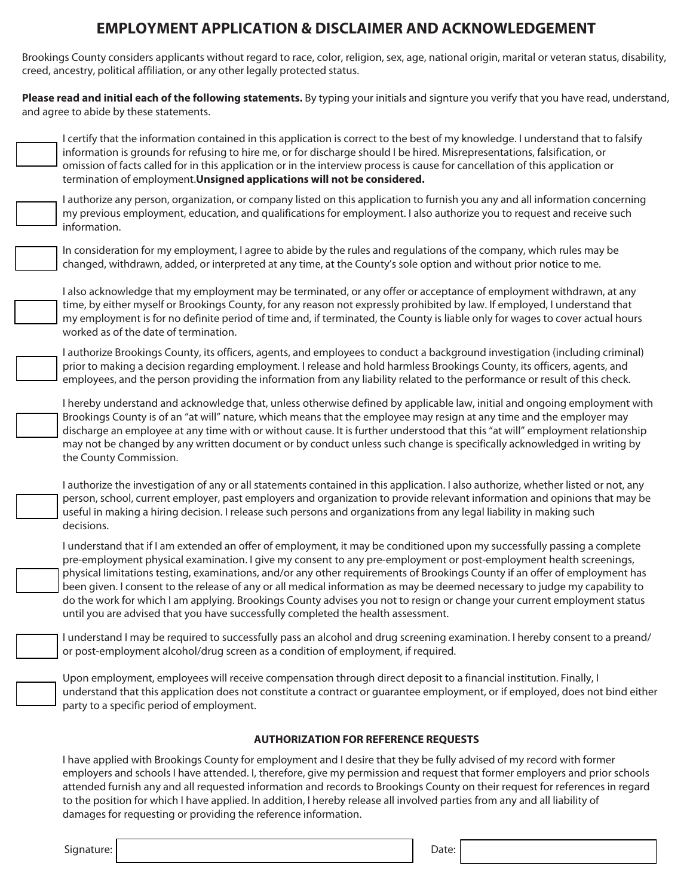# EMPLOYMENT APPLICATION & DISCLAIMER AND ACKNOWLEDGEMENT

Brookings County considers applicants without regard to race, color, religion, sex, age, national origin, marital or veteran status, disability, creed, ancestry, political affiliation, or any other legally protected status.

**Please read and initial each of the following statements.** By typing your initials and signture you verify that you have read, understand, and agree to abide by these statements.

- [ ] I certify that the information contained in this application is correct to the best of my knowledge. I understand that to falsify information is grounds for refusing to hire me, or for discharge should I be hired. Misrepresentations, falsification, or omission of facts called for in this application or in the interview process is cause for cancellation of this application or termination of employment.**Unsigned applications will not be considered.**

- [ ] I authorize any person, organization, or company listed on this application to furnish you any and all information concerning my previous employment, education, and qualifications for employment. I also authorize you to request and receive such information.

- [ ] In consideration for my employment, I agree to abide by the rules and regulations of the company, which rules may be changed, withdrawn, added, or interpreted at any time, at the County's sole option and without prior notice to me.

- [ ] I also acknowledge that my employment may be terminated, or any offer or acceptance of employment withdrawn, at any time, by either myself or Brookings County, for any reason not expressly prohibited by law. If employed, I understand that my employment is for no definite period of time and, if terminated, the County is liable only for wages to cover actual hours worked as of the date of termination.

- [ ] I authorize Brookings County, its officers, agents, and employees to conduct a background investigation (including criminal) prior to making a decision regarding employment. I release and hold harmless Brookings County, its officers, agents, and employees, and the person providing the information from any liability related to the performance or result of this check.

- [ ] I hereby understand and acknowledge that, unless otherwise defined by applicable law, initial and ongoing employment with Brookings County is of an "at will" nature, which means that the employee may resign at any time and the employer may discharge an employee at any time with or without cause. It is further understood that this "at will" employment relationship may not be changed by any written document or by conduct unless such change is specifically acknowledged in writing by the County Commission.

- [ ] I authorize the investigation of any or all statements contained in this application. I also authorize, whether listed or not, any person, school, current employer, past employers and organization to provide relevant information and opinions that may be useful in making a hiring decision. I release such persons and organizations from any legal liability in making such decisions.

- [ ] I understand that if I am extended an offer of employment, it may be conditioned upon my successfully passing a complete pre-employment physical examination. I give my consent to any pre-employment or post-employment health screenings, physical limitations testing, examinations, and/or any other requirements of Brookings County if an offer of employment has been given. I consent to the release of any or all medical information as may be deemed necessary to judge my capability to do the work for which I am applying. Brookings County advises you not to resign or change your current employment status until you are advised that you have successfully completed the health assessment.

- [ ] I understand I may be required to successfully pass an alcohol and drug screening examination. I hereby consent to a preand/ or post-employment alcohol/drug screen as a condition of employment, if required.

- [ ] Upon employment, employees will receive compensation through direct deposit to a financial institution. Finally, I understand that this application does not constitute a contract or guarantee employment, or if employed, does not bind either party to a specific period of employment.

### AUTHORIZATION FOR REFERENCE REQUESTS

I have applied with Brookings County for employment and I desire that they be fully advised of my record with former employers and schools I have attended. I, therefore, give my permission and request that former employers and prior schools attended furnish any and all requested information and records to Brookings County on their request for references in regard to the position for which I have applied. In addition, I hereby release all involved parties from any and all liability of damages for requesting or providing the reference information.

Signature: ______________________ Date: ______________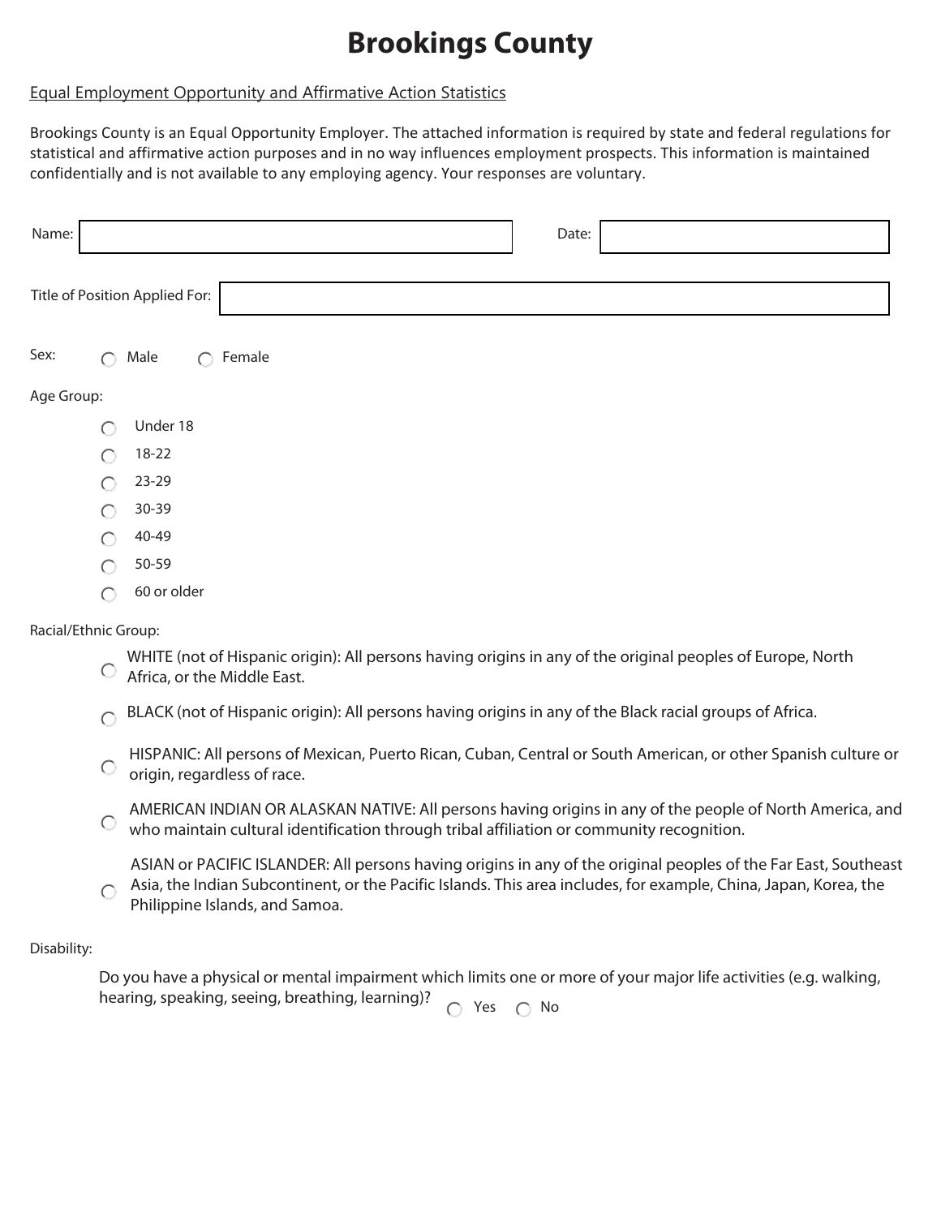# Brookings County

Equal Employment Opportunity and Affirmative Action Statistics

Brookings County is an Equal Opportunity Employer. The attached information is required by state and federal regulations for statistical and affirmative action purposes and in no way influences employment prospects. This information is maintained confidentially and is not available to any employing agency. Your responses are voluntary.

Name: ____________________ Date: ____________________

Title of Position Applied For: ____________________

Sex: ○ Male ○ Female

Age Group:

- ○ Under 18
- ○ 18-22
- ○ 23-29
- ○ 30-39
- ○ 40-49
- ○ 50-59
- ○ 60 or older

Racial/Ethnic Group:

- ○ WHITE (not of Hispanic origin): All persons having origins in any of the original peoples of Europe, North Africa, or the Middle East.
- ○ BLACK (not of Hispanic origin): All persons having origins in any of the Black racial groups of Africa.
- ○ HISPANIC: All persons of Mexican, Puerto Rican, Cuban, Central or South American, or other Spanish culture or origin, regardless of race.
- ○ AMERICAN INDIAN OR ALASKAN NATIVE: All persons having origins in any of the people of North America, and who maintain cultural identification through tribal affiliation or community recognition.
- ○ ASIAN or PACIFIC ISLANDER: All persons having origins in any of the original peoples of the Far East, Southeast Asia, the Indian Subcontinent, or the Pacific Islands. This area includes, for example, China, Japan, Korea, the Philippine Islands, and Samoa.

Disability:

Do you have a physical or mental impairment which limits one or more of your major life activities (e.g. walking, hearing, speaking, seeing, breathing, learning)? ○ Yes ○ No